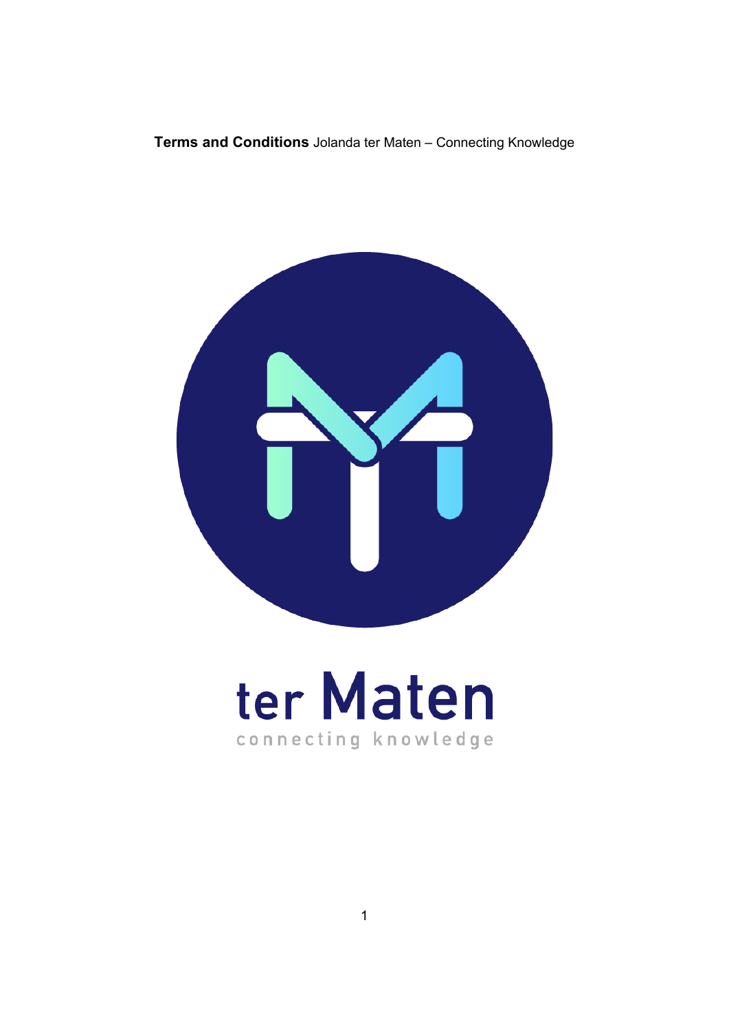**Terms and Conditions** Jolanda ter Maten – Connecting Knowledge

ter Maten

connecting knowledge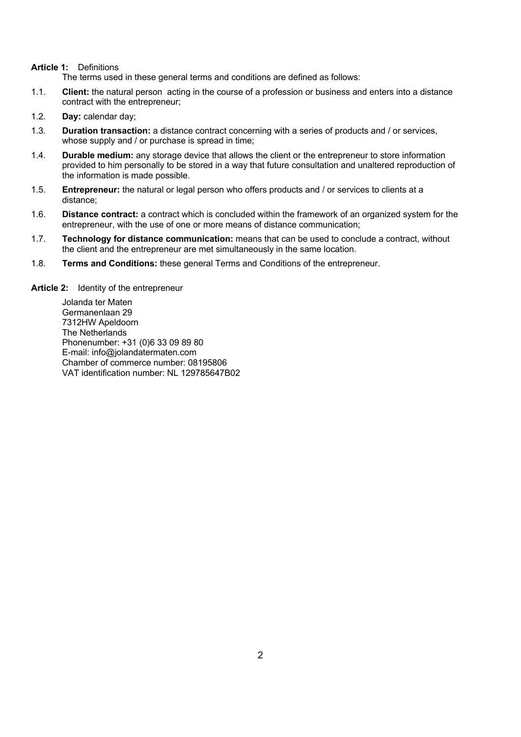**Article 1:** Definitions

The terms used in these general terms and conditions are defined as follows:

1.1. **Client:** the natural person acting in the course of a profession or business and enters into a distance contract with the entrepreneur;

1.2. **Day:** calendar day;

1.3. **Duration transaction:** a distance contract concerning with a series of products and / or services, whose supply and / or purchase is spread in time;

1.4. **Durable medium:** any storage device that allows the client or the entrepreneur to store information provided to him personally to be stored in a way that future consultation and unaltered reproduction of the information is made possible.

1.5. **Entrepreneur:** the natural or legal person who offers products and / or services to clients at a distance;

1.6. **Distance contract:** a contract which is concluded within the framework of an organized system for the entrepreneur, with the use of one or more means of distance communication;

1.7. **Technology for distance communication:** means that can be used to conclude a contract, without the client and the entrepreneur are met simultaneously in the same location.

1.8. **Terms and Conditions:** these general Terms and Conditions of the entrepreneur.

**Article 2:** Identity of the entrepreneur

Jolanda ter Maten
Germanenlaan 29
7312HW Apeldoorn
The Netherlands
Phonenumber: +31 (0)6 33 09 89 80
E-mail: info@jolandatermaten.com
Chamber of commerce number: 08195806
VAT identification number: NL 129785647B02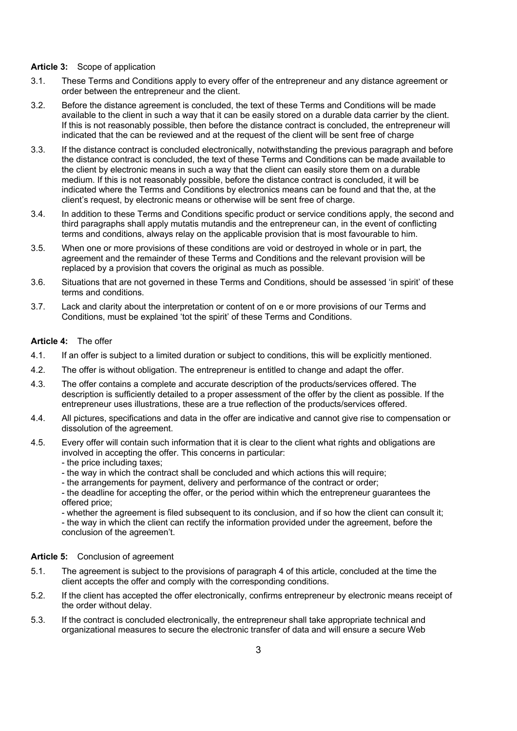**Article 3:** Scope of application

3.1. These Terms and Conditions apply to every offer of the entrepreneur and any distance agreement or order between the entrepreneur and the client.

3.2. Before the distance agreement is concluded, the text of these Terms and Conditions will be made available to the client in such a way that it can be easily stored on a durable data carrier by the client. If this is not reasonably possible, then before the distance contract is concluded, the entrepreneur will indicated that the can be reviewed and at the request of the client will be sent free of charge

3.3. If the distance contract is concluded electronically, notwithstanding the previous paragraph and before the distance contract is concluded, the text of these Terms and Conditions can be made available to the client by electronic means in such a way that the client can easily store them on a durable medium. If this is not reasonably possible, before the distance contract is concluded, it will be indicated where the Terms and Conditions by electronics means can be found and that the, at the client's request, by electronic means or otherwise will be sent free of charge.

3.4. In addition to these Terms and Conditions specific product or service conditions apply, the second and third paragraphs shall apply mutatis mutandis and the entrepreneur can, in the event of conflicting terms and conditions, always relay on the applicable provision that is most favourable to him.

3.5. When one or more provisions of these conditions are void or destroyed in whole or in part, the agreement and the remainder of these Terms and Conditions and the relevant provision will be replaced by a provision that covers the original as much as possible.

3.6. Situations that are not governed in these Terms and Conditions, should be assessed 'in spirit' of these terms and conditions.

3.7. Lack and clarity about the interpretation or content of on e or more provisions of our Terms and Conditions, must be explained 'tot the spirit' of these Terms and Conditions.

**Article 4:** The offer

4.1. If an offer is subject to a limited duration or subject to conditions, this will be explicitly mentioned.

4.2. The offer is without obligation. The entrepreneur is entitled to change and adapt the offer.

4.3. The offer contains a complete and accurate description of the products/services offered. The description is sufficiently detailed to a proper assessment of the offer by the client as possible. If the entrepreneur uses illustrations, these are a true reflection of the products/services offered.

4.4. All pictures, specifications and data in the offer are indicative and cannot give rise to compensation or dissolution of the agreement.

4.5. Every offer will contain such information that it is clear to the client what rights and obligations are involved in accepting the offer. This concerns in particular:
- the price including taxes;
- the way in which the contract shall be concluded and which actions this will require;
- the arrangements for payment, delivery and performance of the contract or order;
- the deadline for accepting the offer, or the period within which the entrepreneur guarantees the offered price;
- whether the agreement is filed subsequent to its conclusion, and if so how the client can consult it;
- the way in which the client can rectify the information provided under the agreement, before the conclusion of the agreemen't.

**Article 5:** Conclusion of agreement

5.1. The agreement is subject to the provisions of paragraph 4 of this article, concluded at the time the client accepts the offer and comply with the corresponding conditions.

5.2. If the client has accepted the offer electronically, confirms entrepreneur by electronic means receipt of the order without delay.

5.3. If the contract is concluded electronically, the entrepreneur shall take appropriate technical and organizational measures to secure the electronic transfer of data and will ensure a secure Web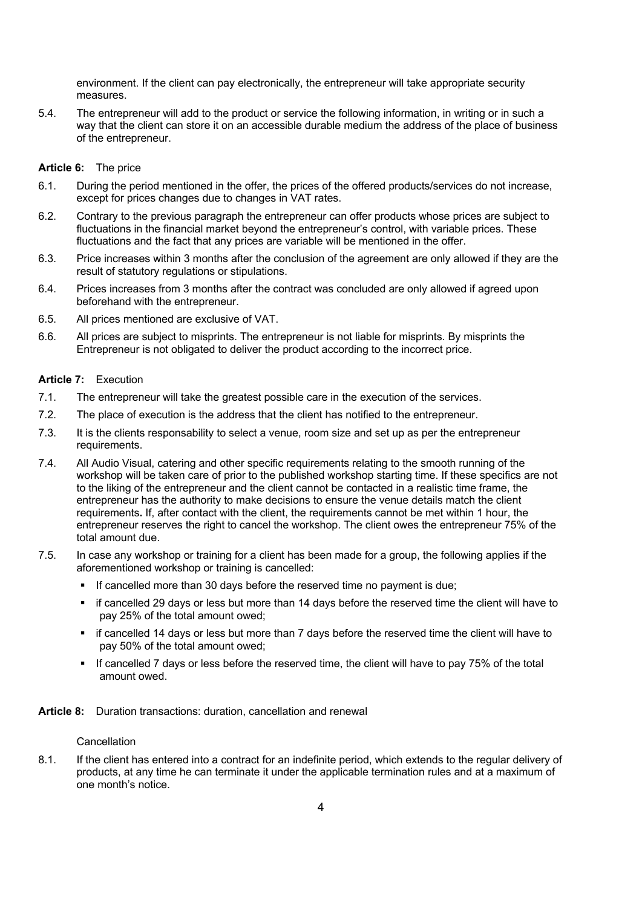environment. If the client can pay electronically, the entrepreneur will take appropriate security measures.

5.4. The entrepreneur will add to the product or service the following information, in writing or in such a way that the client can store it on an accessible durable medium the address of the place of business of the entrepreneur.

**Article 6:** The price

6.1. During the period mentioned in the offer, the prices of the offered products/services do not increase, except for prices changes due to changes in VAT rates.

6.2. Contrary to the previous paragraph the entrepreneur can offer products whose prices are subject to fluctuations in the financial market beyond the entrepreneur's control, with variable prices. These fluctuations and the fact that any prices are variable will be mentioned in the offer.

6.3. Price increases within 3 months after the conclusion of the agreement are only allowed if they are the result of statutory regulations or stipulations.

6.4. Prices increases from 3 months after the contract was concluded are only allowed if agreed upon beforehand with the entrepreneur.

6.5. All prices mentioned are exclusive of VAT.

6.6. All prices are subject to misprints. The entrepreneur is not liable for misprints. By misprints the Entrepreneur is not obligated to deliver the product according to the incorrect price.

**Article 7:** Execution

7.1. The entrepreneur will take the greatest possible care in the execution of the services.

7.2. The place of execution is the address that the client has notified to the entrepreneur.

7.3. It is the clients responsability to select a venue, room size and set up as per the entrepreneur requirements.

7.4. All Audio Visual, catering and other specific requirements relating to the smooth running of the workshop will be taken care of prior to the published workshop starting time. If these specifics are not to the liking of the entrepreneur and the client cannot be contacted in a realistic time frame, the entrepreneur has the authority to make decisions to ensure the venue details match the client requirements**.** If, after contact with the client, the requirements cannot be met within 1 hour, the entrepreneur reserves the right to cancel the workshop. The client owes the entrepreneur 75% of the total amount due.

7.5. In case any workshop or training for a client has been made for a group, the following applies if the aforementioned workshop or training is cancelled:

- If cancelled more than 30 days before the reserved time no payment is due;
- if cancelled 29 days or less but more than 14 days before the reserved time the client will have to pay 25% of the total amount owed;
- if cancelled 14 days or less but more than 7 days before the reserved time the client will have to pay 50% of the total amount owed;
- If cancelled 7 days or less before the reserved time, the client will have to pay 75% of the total amount owed.

**Article 8:** Duration transactions: duration, cancellation and renewal

Cancellation

8.1. If the client has entered into a contract for an indefinite period, which extends to the regular delivery of products, at any time he can terminate it under the applicable termination rules and at a maximum of one month's notice.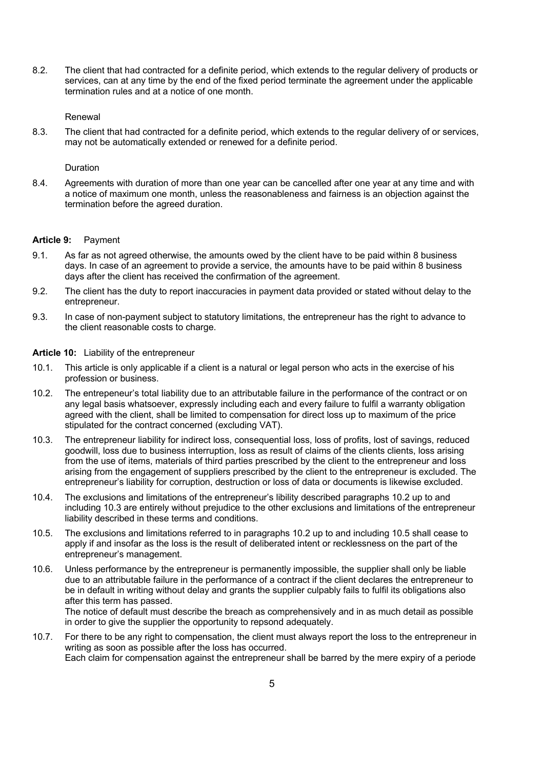8.2. The client that had contracted for a definite period, which extends to the regular delivery of products or services, can at any time by the end of the fixed period terminate the agreement under the applicable termination rules and at a notice of one month.

Renewal

8.3. The client that had contracted for a definite period, which extends to the regular delivery of or services, may not be automatically extended or renewed for a definite period.

Duration

8.4. Agreements with duration of more than one year can be cancelled after one year at any time and with a notice of maximum one month, unless the reasonableness and fairness is an objection against the termination before the agreed duration.

**Article 9:** Payment

9.1. As far as not agreed otherwise, the amounts owed by the client have to be paid within 8 business days. In case of an agreement to provide a service, the amounts have to be paid within 8 business days after the client has received the confirmation of the agreement.

9.2. The client has the duty to report inaccuracies in payment data provided or stated without delay to the entrepreneur.

9.3. In case of non-payment subject to statutory limitations, the entrepreneur has the right to advance to the client reasonable costs to charge.

**Article 10:** Liability of the entrepreneur

10.1. This article is only applicable if a client is a natural or legal person who acts in the exercise of his profession or business.

10.2. The entrepeneur's total liability due to an attributable failure in the performance of the contract or on any legal basis whatsoever, expressly including each and every failure to fulfil a warranty obligation agreed with the client, shall be limited to compensation for direct loss up to maximum of the price stipulated for the contract concerned (excluding VAT).

10.3. The entrepreneur liability for indirect loss, consequential loss, loss of profits, lost of savings, reduced goodwill, loss due to business interruption, loss as result of claims of the clients clients, loss arising from the use of items, materials of third parties prescribed by the client to the entrepreneur and loss arising from the engagement of suppliers prescribed by the client to the entrepreneur is excluded. The entrepreneur's liability for corruption, destruction or loss of data or documents is likewise excluded.

10.4. The exclusions and limitations of the entrepreneur's libility described paragraphs 10.2 up to and including 10.3 are entirely without prejudice to the other exclusions and limitations of the entrepreneur liability described in these terms and conditions.

10.5. The exclusions and limitations referred to in paragraphs 10.2 up to and including 10.5 shall cease to apply if and insofar as the loss is the result of deliberated intent or recklessness on the part of the entrepreneur's management.

10.6. Unless performance by the entrepreneur is permanently impossible, the supplier shall only be liable due to an attributable failure in the performance of a contract if the client declares the entrepreneur to be in default in writing without delay and grants the supplier culpably fails to fulfil its obligations also after this term has passed.
The notice of default must describe the breach as comprehensively and in as much detail as possible in order to give the supplier the opportunity to repsond adequately.

10.7. For there to be any right to compensation, the client must always report the loss to the entrepreneur in writing as soon as possible after the loss has occurred.
Each claim for compensation against the entrepreneur shall be barred by the mere expiry of a periode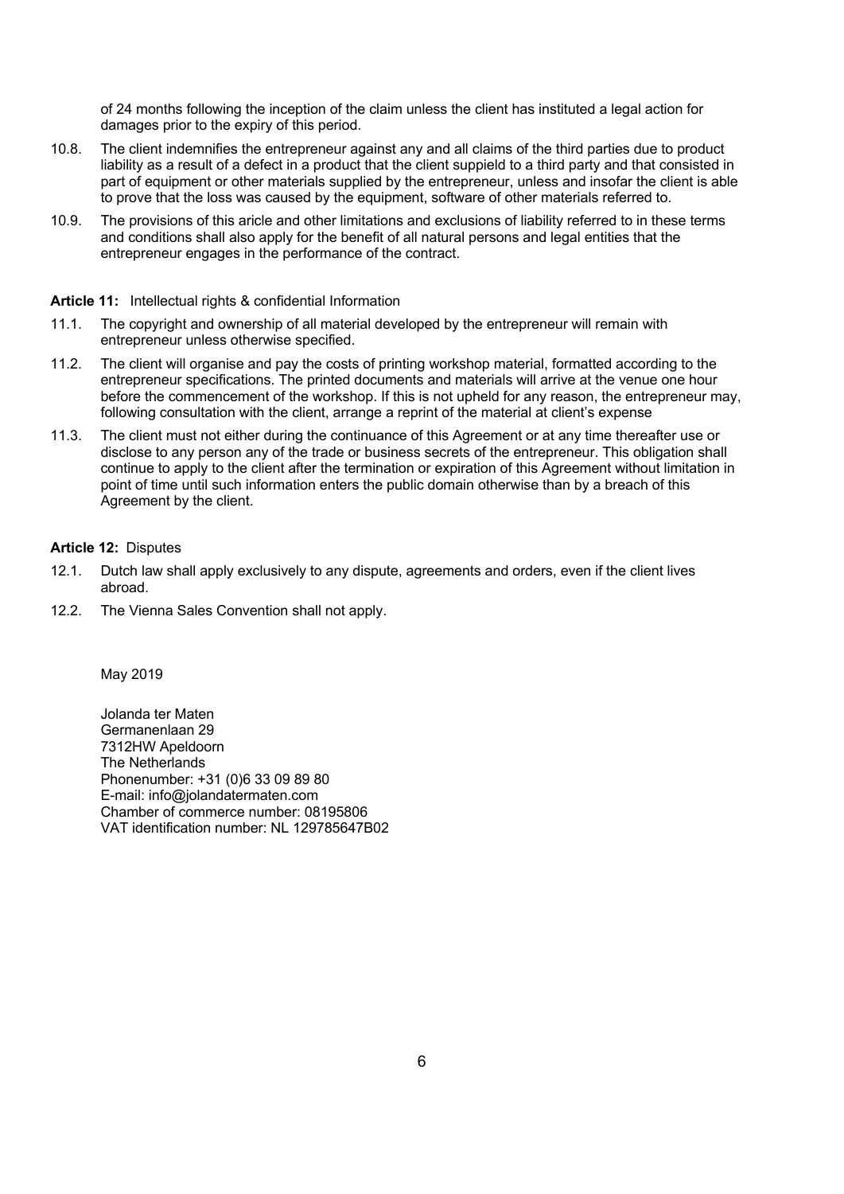of 24 months following the inception of the claim unless the client has instituted a legal action for damages prior to the expiry of this period.

10.8. The client indemnifies the entrepreneur against any and all claims of the third parties due to product liability as a result of a defect in a product that the client suppield to a third party and that consisted in part of equipment or other materials supplied by the entrepreneur, unless and insofar the client is able to prove that the loss was caused by the equipment, software of other materials referred to.

10.9. The provisions of this aricle and other limitations and exclusions of liability referred to in these terms and conditions shall also apply for the benefit of all natural persons and legal entities that the entrepreneur engages in the performance of the contract.

**Article 11:** Intellectual rights & confidential Information

11.1. The copyright and ownership of all material developed by the entrepreneur will remain with entrepreneur unless otherwise specified.

11.2. The client will organise and pay the costs of printing workshop material, formatted according to the entrepreneur specifications. The printed documents and materials will arrive at the venue one hour before the commencement of the workshop. If this is not upheld for any reason, the entrepreneur may, following consultation with the client, arrange a reprint of the material at client's expense

11.3. The client must not either during the continuance of this Agreement or at any time thereafter use or disclose to any person any of the trade or business secrets of the entrepreneur. This obligation shall continue to apply to the client after the termination or expiration of this Agreement without limitation in point of time until such information enters the public domain otherwise than by a breach of this Agreement by the client.

**Article 12:** Disputes

12.1. Dutch law shall apply exclusively to any dispute, agreements and orders, even if the client lives abroad.

12.2. The Vienna Sales Convention shall not apply.

May 2019

Jolanda ter Maten
Germanenlaan 29
7312HW Apeldoorn
The Netherlands
Phonenumber: +31 (0)6 33 09 89 80
E-mail: info@jolandatermaten.com
Chamber of commerce number: 08195806
VAT identification number: NL 129785647B02